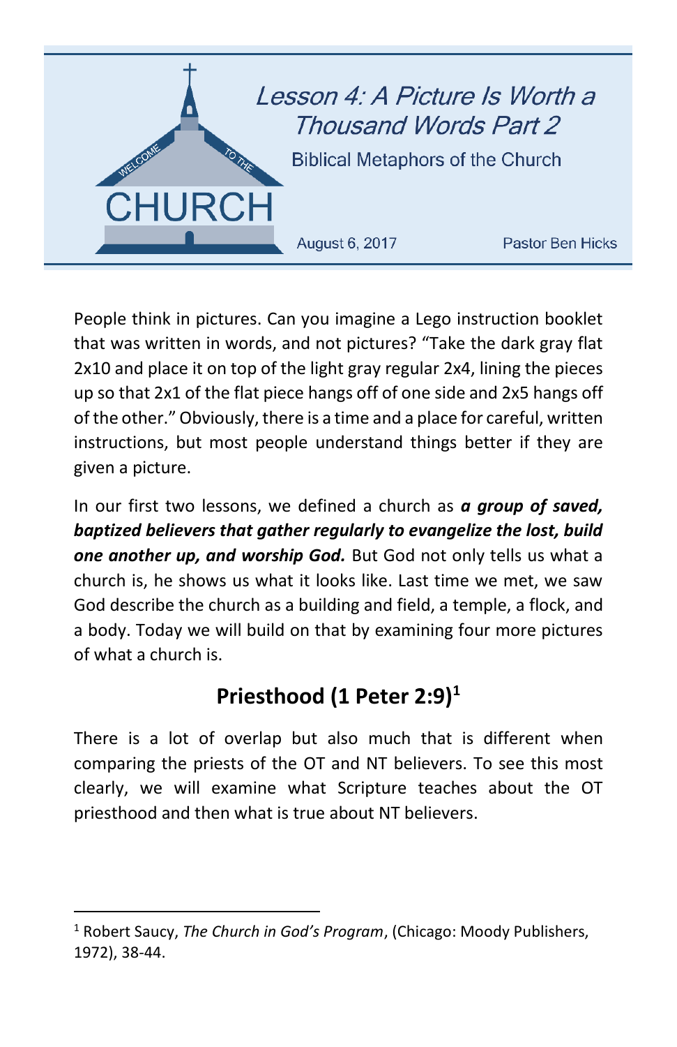# Lesson 4: A Picture Is Worth a Thousand Words Part 2

Biblical Metaphors of the Church

August 6, 2017 — Pastor Ben Hicks

People think in pictures. Can you imagine a Lego instruction booklet that was written in words, and not pictures? "Take the dark gray flat 2x10 and place it on top of the light gray regular 2x4, lining the pieces up so that 2x1 of the flat piece hangs off of one side and 2x5 hangs off of the other." Obviously, there is a time and a place for careful, written instructions, but most people understand things better if they are given a picture.

In our first two lessons, we defined a church as ***a group of saved, baptized believers that gather regularly to evangelize the lost, build one another up, and worship God.*** But God not only tells us what a church is, he shows us what it looks like. Last time we met, we saw God describe the church as a building and field, a temple, a flock, and a body. Today we will build on that by examining four more pictures of what a church is.

## Priesthood (1 Peter 2:9)[1]

There is a lot of overlap but also much that is different when comparing the priests of the OT and NT believers. To see this most clearly, we will examine what Scripture teaches about the OT priesthood and then what is true about NT believers.

---

[1] Robert Saucy, *The Church in God's Program*, (Chicago: Moody Publishers, 1972), 38-44.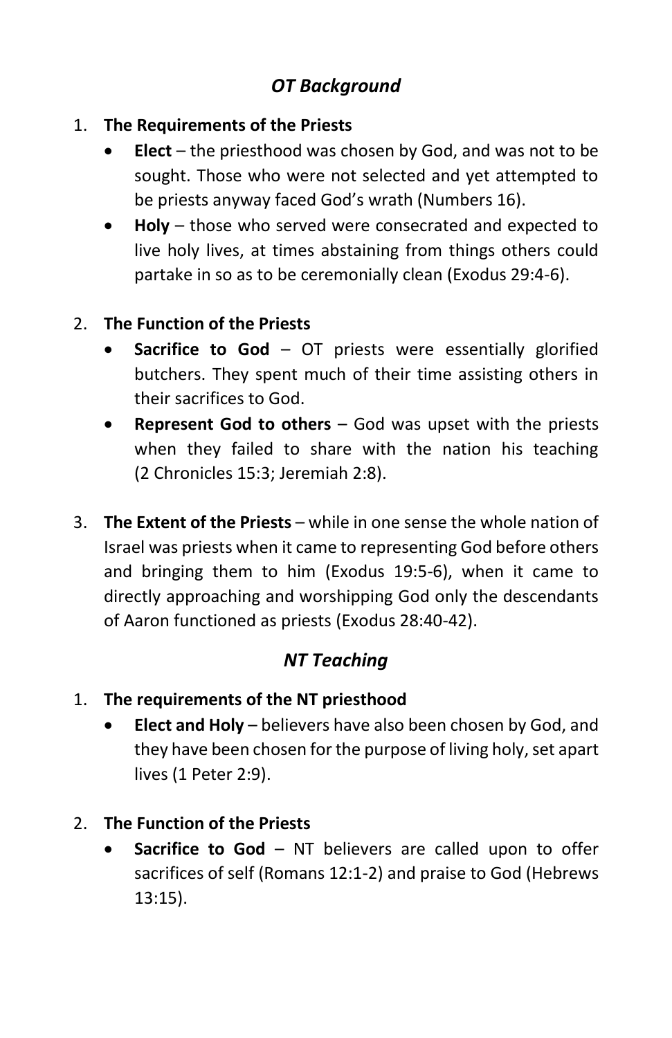## *OT Background*

1. **The Requirements of the Priests**
   - **Elect** – the priesthood was chosen by God, and was not to be sought. Those who were not selected and yet attempted to be priests anyway faced God's wrath (Numbers 16).
   - **Holy** – those who served were consecrated and expected to live holy lives, at times abstaining from things others could partake in so as to be ceremonially clean (Exodus 29:4-6).

2. **The Function of the Priests**
   - **Sacrifice to God** – OT priests were essentially glorified butchers. They spent much of their time assisting others in their sacrifices to God.
   - **Represent God to others** – God was upset with the priests when they failed to share with the nation his teaching (2 Chronicles 15:3; Jeremiah 2:8).

3. **The Extent of the Priests** – while in one sense the whole nation of Israel was priests when it came to representing God before others and bringing them to him (Exodus 19:5-6), when it came to directly approaching and worshipping God only the descendants of Aaron functioned as priests (Exodus 28:40-42).

## *NT Teaching*

1. **The requirements of the NT priesthood**
   - **Elect and Holy** – believers have also been chosen by God, and they have been chosen for the purpose of living holy, set apart lives (1 Peter 2:9).

2. **The Function of the Priests**
   - **Sacrifice to God** – NT believers are called upon to offer sacrifices of self (Romans 12:1-2) and praise to God (Hebrews 13:15).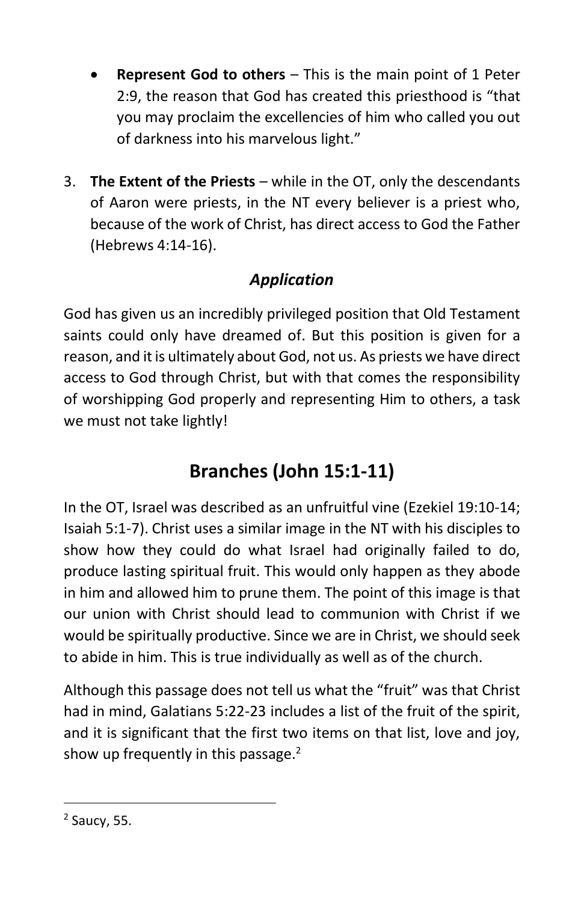- **Represent God to others** – This is the main point of 1 Peter 2:9, the reason that God has created this priesthood is "that you may proclaim the excellencies of him who called you out of darkness into his marvelous light."

3. **The Extent of the Priests** – while in the OT, only the descendants of Aaron were priests, in the NT every believer is a priest who, because of the work of Christ, has direct access to God the Father (Hebrews 4:14-16).

### *Application*

God has given us an incredibly privileged position that Old Testament saints could only have dreamed of. But this position is given for a reason, and it is ultimately about God, not us. As priests we have direct access to God through Christ, but with that comes the responsibility of worshipping God properly and representing Him to others, a task we must not take lightly!

## Branches (John 15:1-11)

In the OT, Israel was described as an unfruitful vine (Ezekiel 19:10-14; Isaiah 5:1-7). Christ uses a similar image in the NT with his disciples to show how they could do what Israel had originally failed to do, produce lasting spiritual fruit. This would only happen as they abode in him and allowed him to prune them. The point of this image is that our union with Christ should lead to communion with Christ if we would be spiritually productive. Since we are in Christ, we should seek to abide in him. This is true individually as well as of the church.

Although this passage does not tell us what the "fruit" was that Christ had in mind, Galatians 5:22-23 includes a list of the fruit of the spirit, and it is significant that the first two items on that list, love and joy, show up frequently in this passage.[2]

[2] Saucy, 55.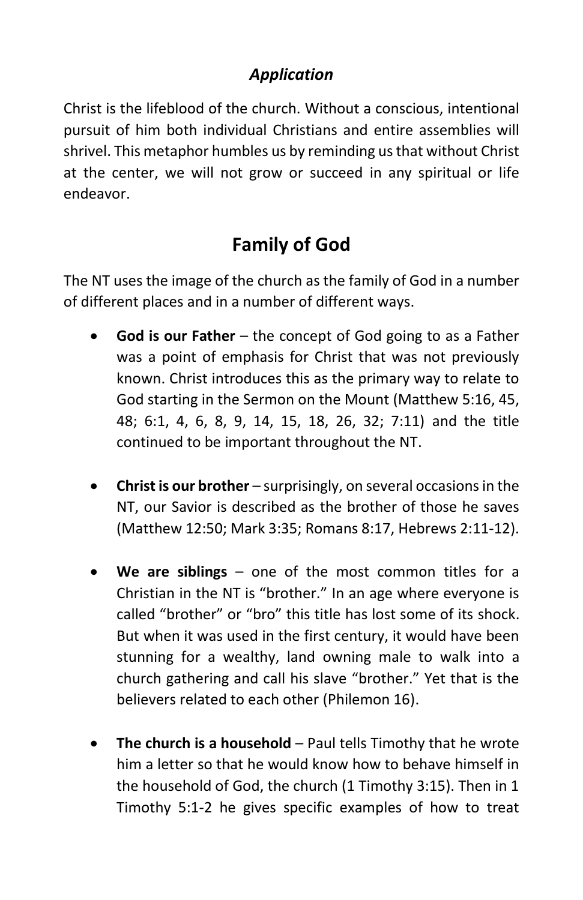### *Application*

Christ is the lifeblood of the church. Without a conscious, intentional pursuit of him both individual Christians and entire assemblies will shrivel. This metaphor humbles us by reminding us that without Christ at the center, we will not grow or succeed in any spiritual or life endeavor.

## Family of God

The NT uses the image of the church as the family of God in a number of different places and in a number of different ways.

- **God is our Father** – the concept of God going to as a Father was a point of emphasis for Christ that was not previously known. Christ introduces this as the primary way to relate to God starting in the Sermon on the Mount (Matthew 5:16, 45, 48; 6:1, 4, 6, 8, 9, 14, 15, 18, 26, 32; 7:11) and the title continued to be important throughout the NT.

- **Christ is our brother** – surprisingly, on several occasions in the NT, our Savior is described as the brother of those he saves (Matthew 12:50; Mark 3:35; Romans 8:17, Hebrews 2:11-12).

- **We are siblings** – one of the most common titles for a Christian in the NT is “brother.” In an age where everyone is called “brother” or “bro” this title has lost some of its shock. But when it was used in the first century, it would have been stunning for a wealthy, land owning male to walk into a church gathering and call his slave “brother.” Yet that is the believers related to each other (Philemon 16).

- **The church is a household** – Paul tells Timothy that he wrote him a letter so that he would know how to behave himself in the household of God, the church (1 Timothy 3:15). Then in 1 Timothy 5:1-2 he gives specific examples of how to treat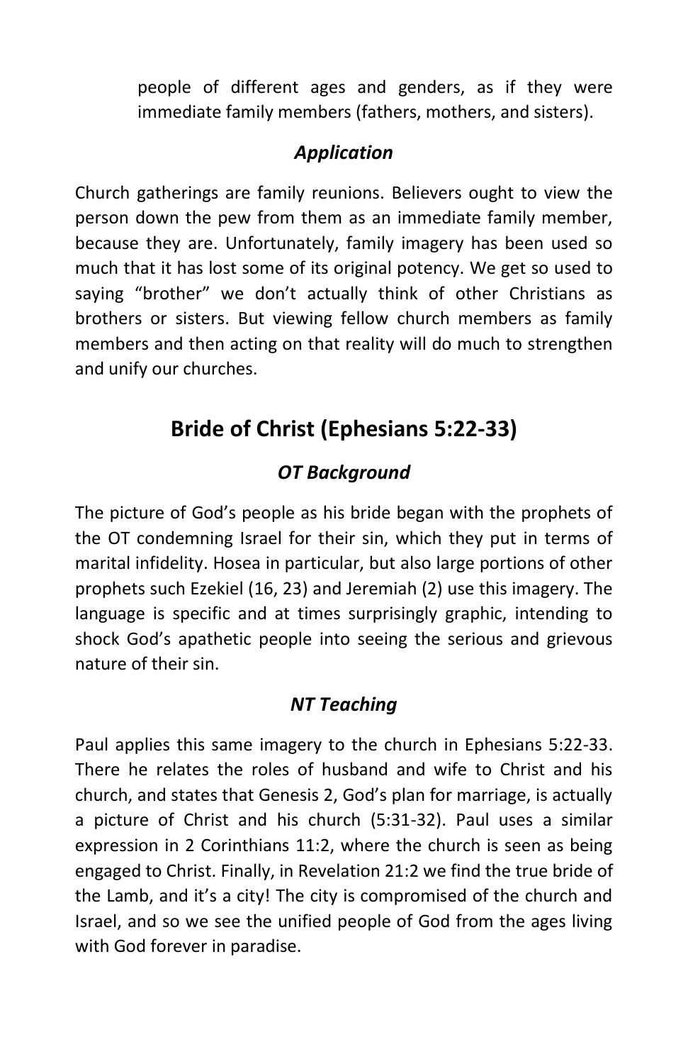people of different ages and genders, as if they were immediate family members (fathers, mothers, and sisters).

### *Application*

Church gatherings are family reunions. Believers ought to view the person down the pew from them as an immediate family member, because they are. Unfortunately, family imagery has been used so much that it has lost some of its original potency. We get so used to saying "brother" we don't actually think of other Christians as brothers or sisters. But viewing fellow church members as family members and then acting on that reality will do much to strengthen and unify our churches.

## Bride of Christ (Ephesians 5:22-33)

### *OT Background*

The picture of God's people as his bride began with the prophets of the OT condemning Israel for their sin, which they put in terms of marital infidelity. Hosea in particular, but also large portions of other prophets such Ezekiel (16, 23) and Jeremiah (2) use this imagery. The language is specific and at times surprisingly graphic, intending to shock God's apathetic people into seeing the serious and grievous nature of their sin.

### *NT Teaching*

Paul applies this same imagery to the church in Ephesians 5:22-33. There he relates the roles of husband and wife to Christ and his church, and states that Genesis 2, God's plan for marriage, is actually a picture of Christ and his church (5:31-32). Paul uses a similar expression in 2 Corinthians 11:2, where the church is seen as being engaged to Christ. Finally, in Revelation 21:2 we find the true bride of the Lamb, and it's a city! The city is compromised of the church and Israel, and so we see the unified people of God from the ages living with God forever in paradise.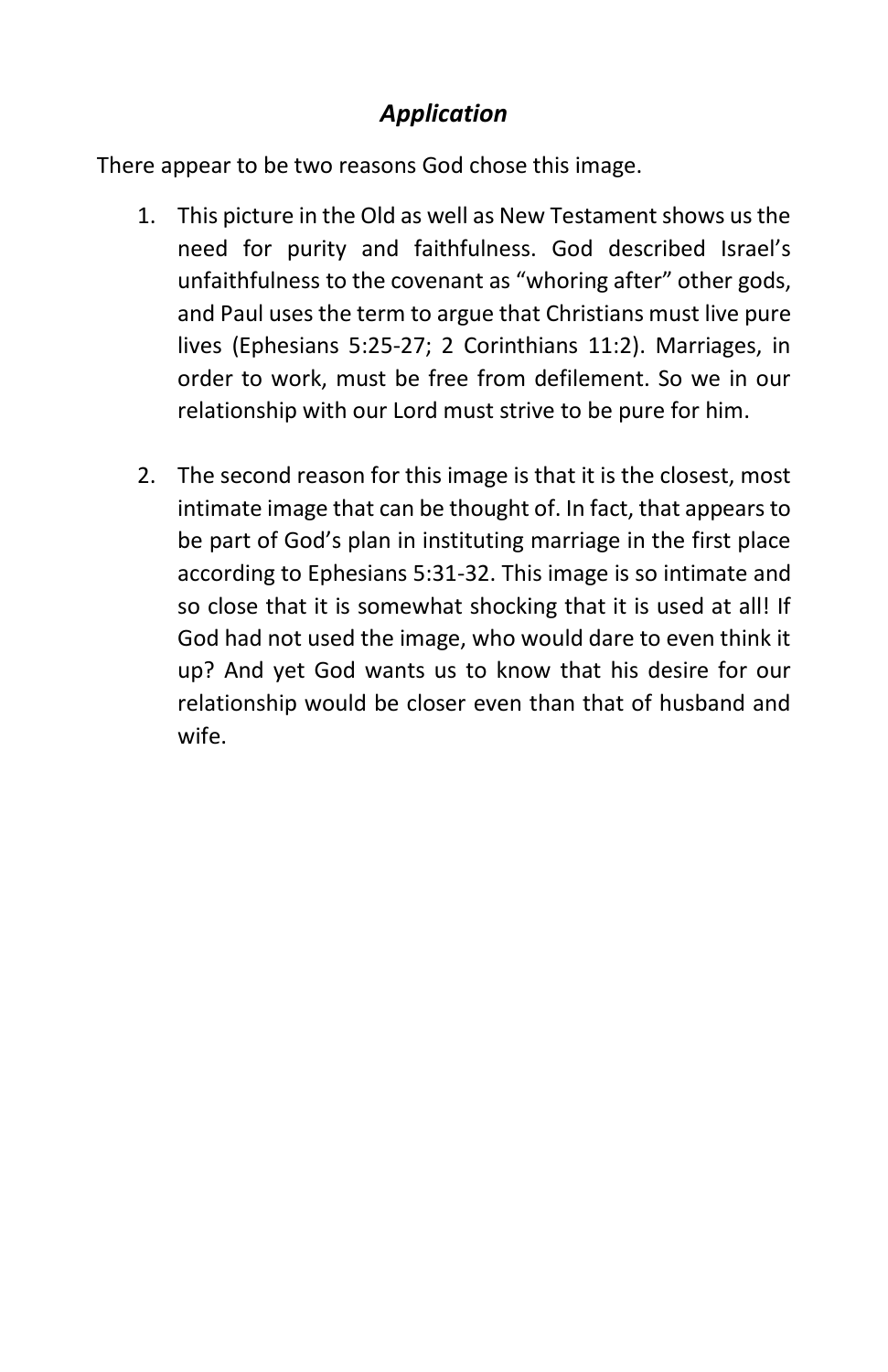## *Application*

There appear to be two reasons God chose this image.

1. This picture in the Old as well as New Testament shows us the need for purity and faithfulness. God described Israel's unfaithfulness to the covenant as "whoring after" other gods, and Paul uses the term to argue that Christians must live pure lives (Ephesians 5:25-27; 2 Corinthians 11:2). Marriages, in order to work, must be free from defilement. So we in our relationship with our Lord must strive to be pure for him.

2. The second reason for this image is that it is the closest, most intimate image that can be thought of. In fact, that appears to be part of God's plan in instituting marriage in the first place according to Ephesians 5:31-32. This image is so intimate and so close that it is somewhat shocking that it is used at all! If God had not used the image, who would dare to even think it up? And yet God wants us to know that his desire for our relationship would be closer even than that of husband and wife.